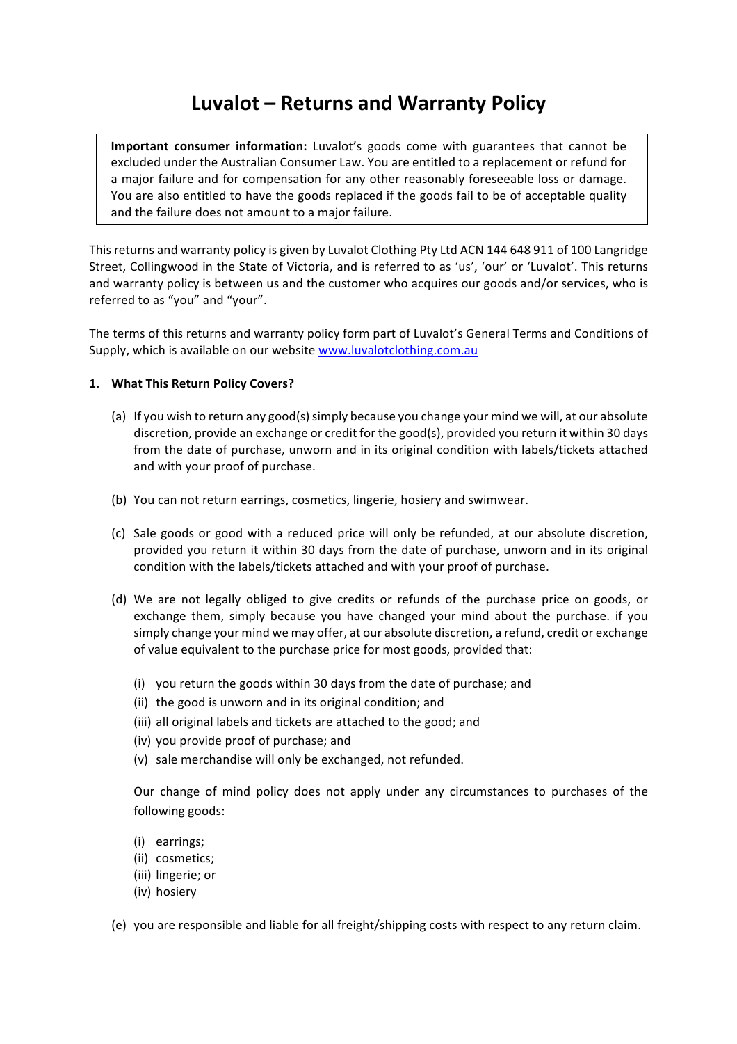# Luvalot – Returns and Warranty Policy

> **Important consumer information:** Luvalot's goods come with guarantees that cannot be excluded under the Australian Consumer Law. You are entitled to a replacement or refund for a major failure and for compensation for any other reasonably foreseeable loss or damage. You are also entitled to have the goods replaced if the goods fail to be of acceptable quality and the failure does not amount to a major failure.

This returns and warranty policy is given by Luvalot Clothing Pty Ltd ACN 144 648 911 of 100 Langridge Street, Collingwood in the State of Victoria, and is referred to as 'us', 'our' or 'Luvalot'. This returns and warranty policy is between us and the customer who acquires our goods and/or services, who is referred to as "you" and "your".

The terms of this returns and warranty policy form part of Luvalot's General Terms and Conditions of Supply, which is available on our website [www.luvalotclothing.com.au](http://www.luvalotclothing.com.au)

**1. What This Return Policy Covers?**

(a) If you wish to return any good(s) simply because you change your mind we will, at our absolute discretion, provide an exchange or credit for the good(s), provided you return it within 30 days from the date of purchase, unworn and in its original condition with labels/tickets attached and with your proof of purchase.

(b) You can not return earrings, cosmetics, lingerie, hosiery and swimwear.

(c) Sale goods or good with a reduced price will only be refunded, at our absolute discretion, provided you return it within 30 days from the date of purchase, unworn and in its original condition with the labels/tickets attached and with your proof of purchase.

(d) We are not legally obliged to give credits or refunds of the purchase price on goods, or exchange them, simply because you have changed your mind about the purchase. if you simply change your mind we may offer, at our absolute discretion, a refund, credit or exchange of value equivalent to the purchase price for most goods, provided that:

   (i) you return the goods within 30 days from the date of purchase; and
   (ii) the good is unworn and in its original condition; and
   (iii) all original labels and tickets are attached to the good; and
   (iv) you provide proof of purchase; and
   (v) sale merchandise will only be exchanged, not refunded.

   Our change of mind policy does not apply under any circumstances to purchases of the following goods:

   (i) earrings;
   (ii) cosmetics;
   (iii) lingerie; or
   (iv) hosiery

(e) you are responsible and liable for all freight/shipping costs with respect to any return claim.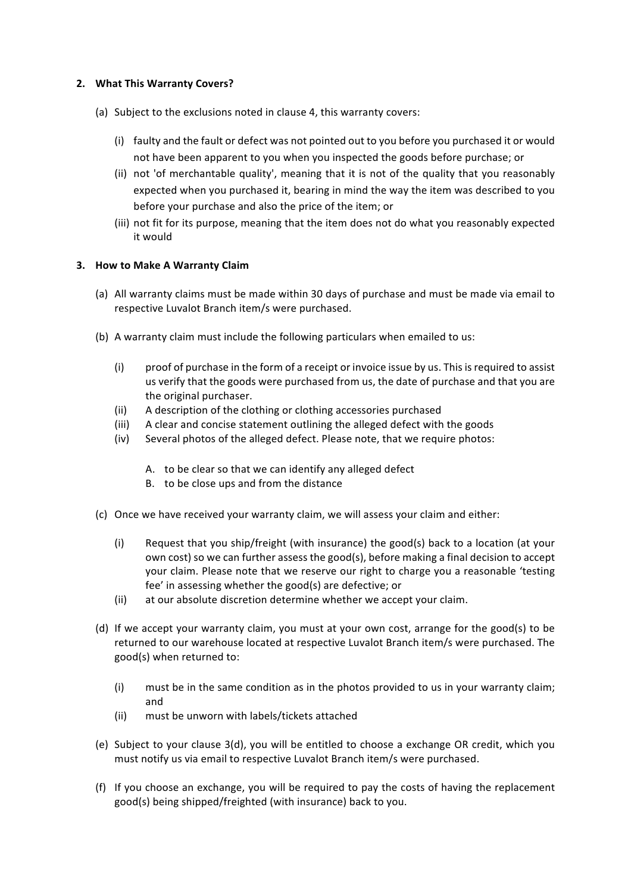## 2. What This Warranty Covers?

(a) Subject to the exclusions noted in clause 4, this warranty covers:

(i) faulty and the fault or defect was not pointed out to you before you purchased it or would not have been apparent to you when you inspected the goods before purchase; or

(ii) not 'of merchantable quality', meaning that it is not of the quality that you reasonably expected when you purchased it, bearing in mind the way the item was described to you before your purchase and also the price of the item; or

(iii) not fit for its purpose, meaning that the item does not do what you reasonably expected it would

## 3. How to Make A Warranty Claim

(a) All warranty claims must be made within 30 days of purchase and must be made via email to respective Luvalot Branch item/s were purchased.

(b) A warranty claim must include the following particulars when emailed to us:

(i) proof of purchase in the form of a receipt or invoice issue by us. This is required to assist us verify that the goods were purchased from us, the date of purchase and that you are the original purchaser.

(ii) A description of the clothing or clothing accessories purchased

(iii) A clear and concise statement outlining the alleged defect with the goods

(iv) Several photos of the alleged defect. Please note, that we require photos:

A. to be clear so that we can identify any alleged defect

B. to be close ups and from the distance

(c) Once we have received your warranty claim, we will assess your claim and either:

(i) Request that you ship/freight (with insurance) the good(s) back to a location (at your own cost) so we can further assess the good(s), before making a final decision to accept your claim. Please note that we reserve our right to charge you a reasonable 'testing fee' in assessing whether the good(s) are defective; or

(ii) at our absolute discretion determine whether we accept your claim.

(d) If we accept your warranty claim, you must at your own cost, arrange for the good(s) to be returned to our warehouse located at respective Luvalot Branch item/s were purchased. The good(s) when returned to:

(i) must be in the same condition as in the photos provided to us in your warranty claim; and

(ii) must be unworn with labels/tickets attached

(e) Subject to your clause 3(d), you will be entitled to choose a exchange OR credit, which you must notify us via email to respective Luvalot Branch item/s were purchased.

(f) If you choose an exchange, you will be required to pay the costs of having the replacement good(s) being shipped/freighted (with insurance) back to you.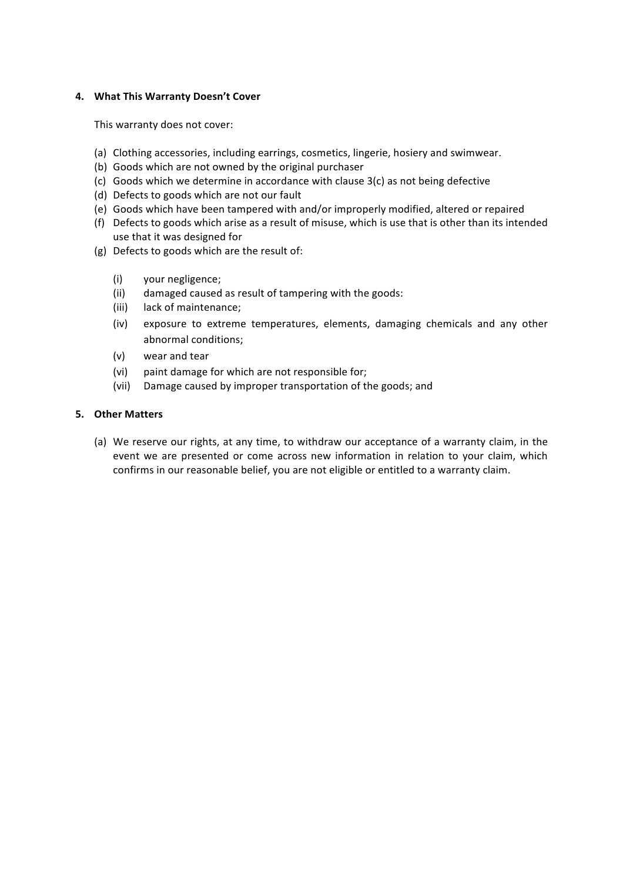## 4. What This Warranty Doesn't Cover

This warranty does not cover:

(a) Clothing accessories, including earrings, cosmetics, lingerie, hosiery and swimwear.
(b) Goods which are not owned by the original purchaser
(c) Goods which we determine in accordance with clause 3(c) as not being defective
(d) Defects to goods which are not our fault
(e) Goods which have been tampered with and/or improperly modified, altered or repaired
(f) Defects to goods which arise as a result of misuse, which is use that is other than its intended use that it was designed for
(g) Defects to goods which are the result of:

    (i) your negligence;
    (ii) damaged caused as result of tampering with the goods:
    (iii) lack of maintenance;
    (iv) exposure to extreme temperatures, elements, damaging chemicals and any other abnormal conditions;
    (v) wear and tear
    (vi) paint damage for which are not responsible for;
    (vii) Damage caused by improper transportation of the goods; and

## 5. Other Matters

(a) We reserve our rights, at any time, to withdraw our acceptance of a warranty claim, in the event we are presented or come across new information in relation to your claim, which confirms in our reasonable belief, you are not eligible or entitled to a warranty claim.